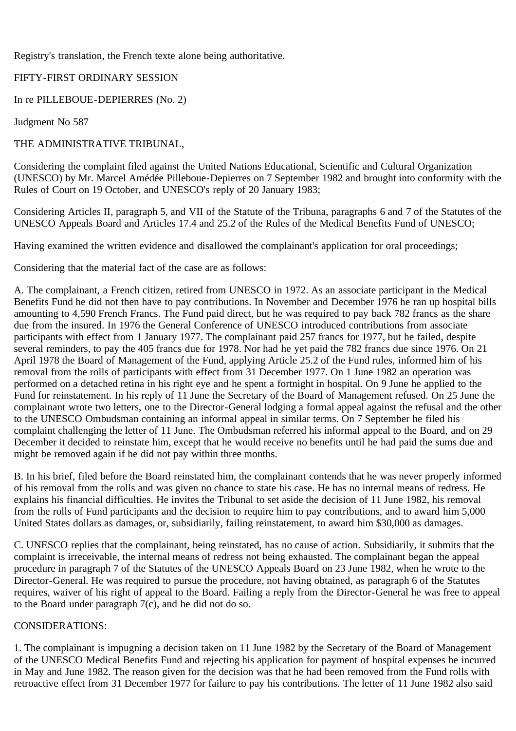Registry's translation, the French texte alone being authoritative.

FIFTY-FIRST ORDINARY SESSION

In re PILLEBOUE-DEPIERRES (No. 2)

Judgment No 587

THE ADMINISTRATIVE TRIBUNAL,

Considering the complaint filed against the United Nations Educational, Scientific and Cultural Organization (UNESCO) by Mr. Marcel Amédée Pilleboue-Depierres on 7 September 1982 and brought into conformity with the Rules of Court on 19 October, and UNESCO's reply of 20 January 1983;

Considering Articles II, paragraph 5, and VII of the Statute of the Tribuna, paragraphs 6 and 7 of the Statutes of the UNESCO Appeals Board and Articles 17.4 and 25.2 of the Rules of the Medical Benefits Fund of UNESCO;

Having examined the written evidence and disallowed the complainant's application for oral proceedings;

Considering that the material fact of the case are as follows:

A. The complainant, a French citizen, retired from UNESCO in 1972. As an associate participant in the Medical Benefits Fund he did not then have to pay contributions. In November and December 1976 he ran up hospital bills amounting to 4,590 French Francs. The Fund paid direct, but he was required to pay back 782 francs as the share due from the insured. In 1976 the General Conference of UNESCO introduced contributions from associate participants with effect from 1 January 1977. The complainant paid 257 francs for 1977, but he failed, despite several reminders, to pay the 405 francs due for 1978. Nor had he yet paid the 782 francs due since 1976. On 21 April 1978 the Board of Management of the Fund, applying Article 25.2 of the Fund rules, informed him of his removal from the rolls of participants with effect from 31 December 1977. On 1 June 1982 an operation was performed on a detached retina in his right eye and he spent a fortnight in hospital. On 9 June he applied to the Fund for reinstatement. In his reply of 11 June the Secretary of the Board of Management refused. On 25 June the complainant wrote two letters, one to the Director-General lodging a formal appeal against the refusal and the other to the UNESCO Ombudsman containing an informal appeal in similar terms. On 7 September he filed his complaint challenging the letter of 11 June. The Ombudsman referred his informal appeal to the Board, and on 29 December it decided to reinstate him, except that he would receive no benefits until he had paid the sums due and might be removed again if he did not pay within three months.

B. In his brief, filed before the Board reinstated him, the complainant contends that he was never properly informed of his removal from the rolls and was given no chance to state his case. He has no internal means of redress. He explains his financial difficulties. He invites the Tribunal to set aside the decision of 11 June 1982, his removal from the rolls of Fund participants and the decision to require him to pay contributions, and to award him 5,000 United States dollars as damages, or, subsidiarily, failing reinstatement, to award him $30,000 as damages.

C. UNESCO replies that the complainant, being reinstated, has no cause of action. Subsidiarily, it submits that the complaint is irreceivable, the internal means of redress not being exhausted. The complainant began the appeal procedure in paragraph 7 of the Statutes of the UNESCO Appeals Board on 23 June 1982, when he wrote to the Director-General. He was required to pursue the procedure, not having obtained, as paragraph 6 of the Statutes requires, waiver of his right of appeal to the Board. Failing a reply from the Director-General he was free to appeal to the Board under paragraph 7(c), and he did not do so.

CONSIDERATIONS:

1. The complainant is impugning a decision taken on 11 June 1982 by the Secretary of the Board of Management of the UNESCO Medical Benefits Fund and rejecting his application for payment of hospital expenses he incurred in May and June 1982. The reason given for the decision was that he had been removed from the Fund rolls with retroactive effect from 31 December 1977 for failure to pay his contributions. The letter of 11 June 1982 also said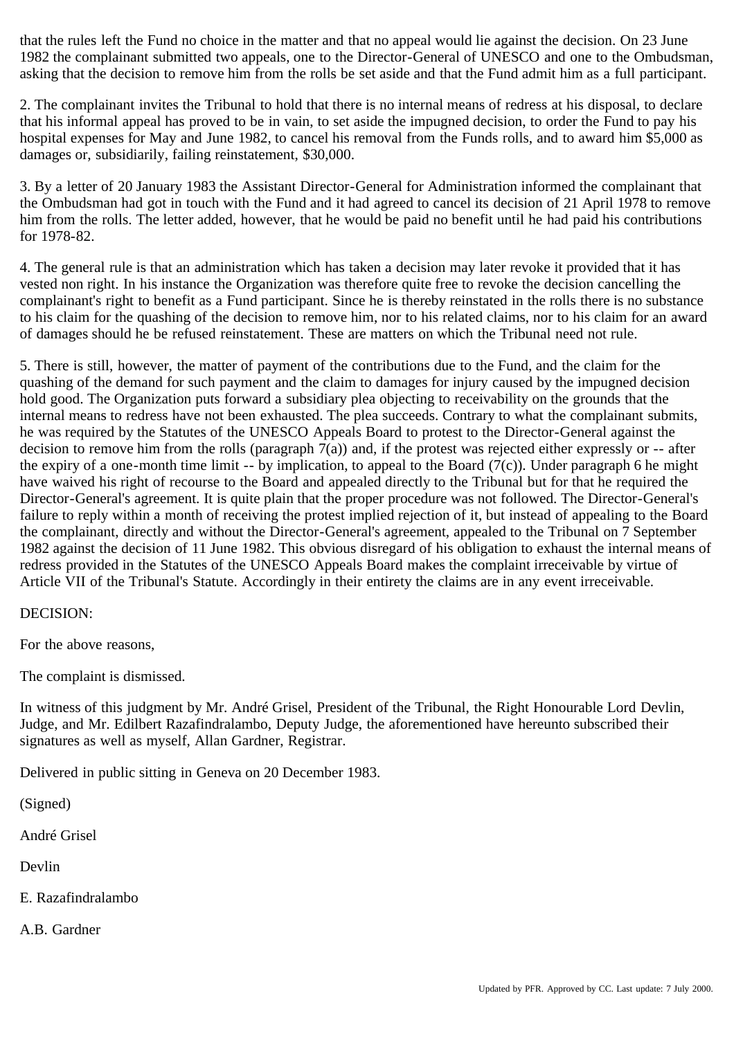that the rules left the Fund no choice in the matter and that no appeal would lie against the decision. On 23 June 1982 the complainant submitted two appeals, one to the Director-General of UNESCO and one to the Ombudsman, asking that the decision to remove him from the rolls be set aside and that the Fund admit him as a full participant.

2. The complainant invites the Tribunal to hold that there is no internal means of redress at his disposal, to declare that his informal appeal has proved to be in vain, to set aside the impugned decision, to order the Fund to pay his hospital expenses for May and June 1982, to cancel his removal from the Funds rolls, and to award him $5,000 as damages or, subsidiarily, failing reinstatement, $30,000.

3. By a letter of 20 January 1983 the Assistant Director-General for Administration informed the complainant that the Ombudsman had got in touch with the Fund and it had agreed to cancel its decision of 21 April 1978 to remove him from the rolls. The letter added, however, that he would be paid no benefit until he had paid his contributions for 1978-82.

4. The general rule is that an administration which has taken a decision may later revoke it provided that it has vested non right. In his instance the Organization was therefore quite free to revoke the decision cancelling the complainant's right to benefit as a Fund participant. Since he is thereby reinstated in the rolls there is no substance to his claim for the quashing of the decision to remove him, nor to his related claims, nor to his claim for an award of damages should he be refused reinstatement. These are matters on which the Tribunal need not rule.

5. There is still, however, the matter of payment of the contributions due to the Fund, and the claim for the quashing of the demand for such payment and the claim to damages for injury caused by the impugned decision hold good. The Organization puts forward a subsidiary plea objecting to receivability on the grounds that the internal means to redress have not been exhausted. The plea succeeds. Contrary to what the complainant submits, he was required by the Statutes of the UNESCO Appeals Board to protest to the Director-General against the decision to remove him from the rolls (paragraph 7(a)) and, if the protest was rejected either expressly or -- after the expiry of a one-month time limit -- by implication, to appeal to the Board (7(c)). Under paragraph 6 he might have waived his right of recourse to the Board and appealed directly to the Tribunal but for that he required the Director-General's agreement. It is quite plain that the proper procedure was not followed. The Director-General's failure to reply within a month of receiving the protest implied rejection of it, but instead of appealing to the Board the complainant, directly and without the Director-General's agreement, appealed to the Tribunal on 7 September 1982 against the decision of 11 June 1982. This obvious disregard of his obligation to exhaust the internal means of redress provided in the Statutes of the UNESCO Appeals Board makes the complaint irreceivable by virtue of Article VII of the Tribunal's Statute. Accordingly in their entirety the claims are in any event irreceivable.

DECISION:

For the above reasons,

The complaint is dismissed.

In witness of this judgment by Mr. André Grisel, President of the Tribunal, the Right Honourable Lord Devlin, Judge, and Mr. Edilbert Razafindralambo, Deputy Judge, the aforementioned have hereunto subscribed their signatures as well as myself, Allan Gardner, Registrar.

Delivered in public sitting in Geneva on 20 December 1983.

(Signed)

André Grisel

Devlin

E. Razafindralambo

A.B. Gardner

Updated by PFR. Approved by CC. Last update: 7 July 2000.